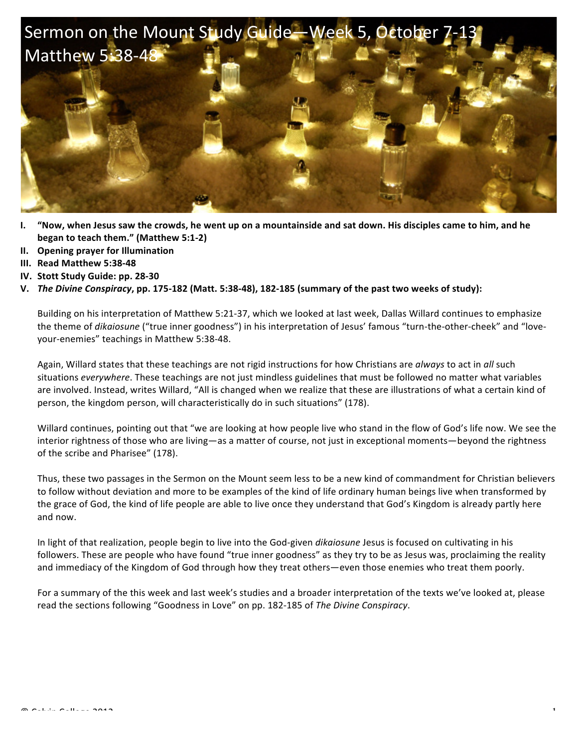# Sermon on the Mount Study Guide—Week 5, October 7-13
## Matthew 5:38-48

I. **"Now, when Jesus saw the crowds, he went up on a mountainside and sat down. His disciples came to him, and he began to teach them." (Matthew 5:1-2)**
II. **Opening prayer for Illumination**
III. **Read Matthew 5:38-48**
IV. **Stott Study Guide: pp. 28-30**
V. ***The Divine Conspiracy*, pp. 175-182 (Matt. 5:38-48), 182-185 (summary of the past two weeks of study):**

Building on his interpretation of Matthew 5:21-37, which we looked at last week, Dallas Willard continues to emphasize the theme of *dikaiosune* ("true inner goodness") in his interpretation of Jesus' famous "turn-the-other-cheek" and "love-your-enemies" teachings in Matthew 5:38-48.

Again, Willard states that these teachings are not rigid instructions for how Christians are *always* to act in *all* such situations *everywhere*. These teachings are not just mindless guidelines that must be followed no matter what variables are involved. Instead, writes Willard, "All is changed when we realize that these are illustrations of what a certain kind of person, the kingdom person, will characteristically do in such situations" (178).

Willard continues, pointing out that "we are looking at how people live who stand in the flow of God's life now. We see the interior rightness of those who are living—as a matter of course, not just in exceptional moments—beyond the rightness of the scribe and Pharisee" (178).

Thus, these two passages in the Sermon on the Mount seem less to be a new kind of commandment for Christian believers to follow without deviation and more to be examples of the kind of life ordinary human beings live when transformed by the grace of God, the kind of life people are able to live once they understand that God's Kingdom is already partly here and now.

In light of that realization, people begin to live into the God-given *dikaiosune* Jesus is focused on cultivating in his followers. These are people who have found "true inner goodness" as they try to be as Jesus was, proclaiming the reality and immediacy of the Kingdom of God through how they treat others—even those enemies who treat them poorly.

For a summary of the this week and last week's studies and a broader interpretation of the texts we've looked at, please read the sections following "Goodness in Love" on pp. 182-185 of *The Divine Conspiracy*.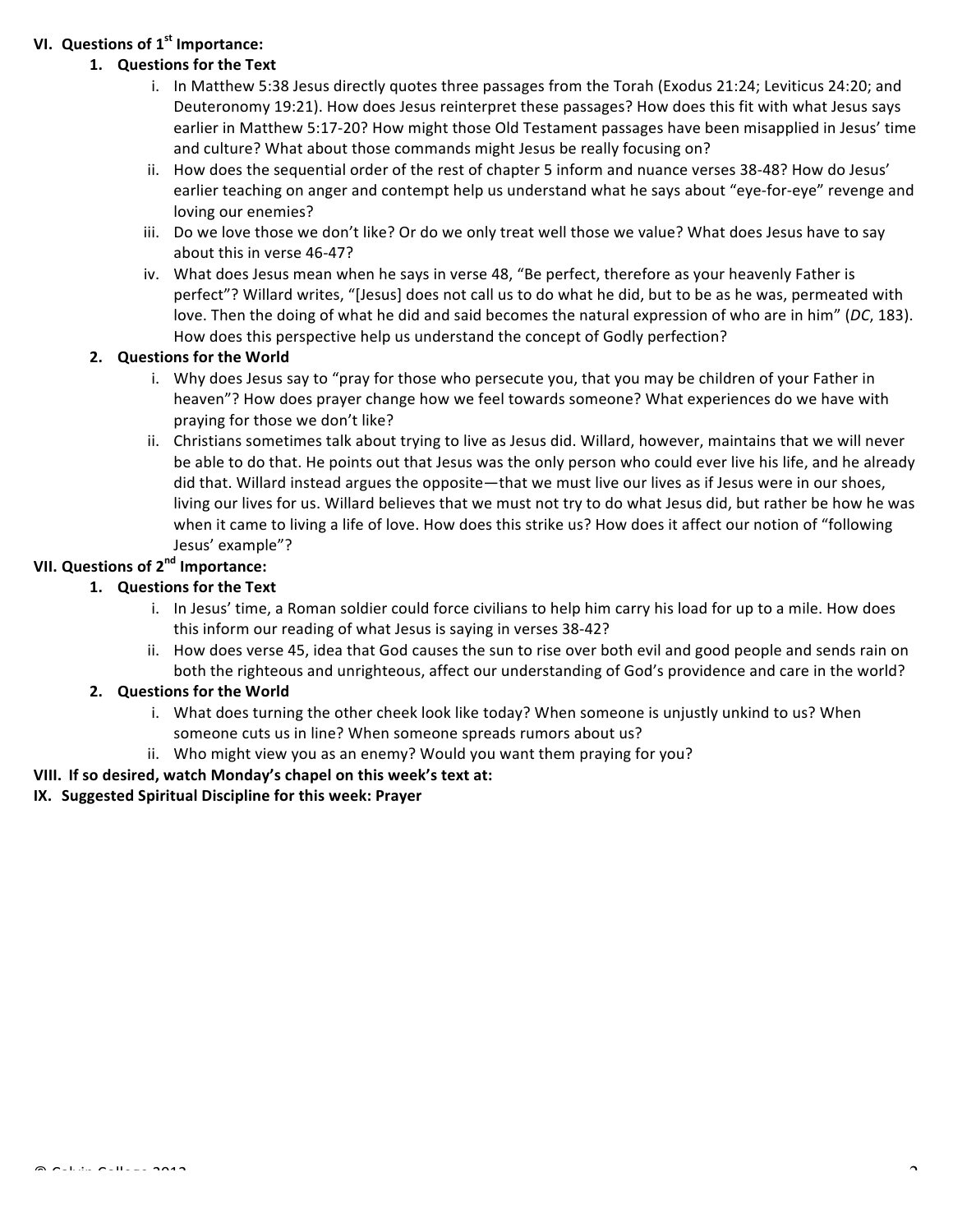## VI. Questions of 1st Importance:

### 1. Questions for the Text

i. In Matthew 5:38 Jesus directly quotes three passages from the Torah (Exodus 21:24; Leviticus 24:20; and Deuteronomy 19:21). How does Jesus reinterpret these passages? How does this fit with what Jesus says earlier in Matthew 5:17-20? How might those Old Testament passages have been misapplied in Jesus' time and culture? What about those commands might Jesus be really focusing on?

ii. How does the sequential order of the rest of chapter 5 inform and nuance verses 38-48? How do Jesus' earlier teaching on anger and contempt help us understand what he says about "eye-for-eye" revenge and loving our enemies?

iii. Do we love those we don't like? Or do we only treat well those we value? What does Jesus have to say about this in verse 46-47?

iv. What does Jesus mean when he says in verse 48, "Be perfect, therefore as your heavenly Father is perfect"? Willard writes, "[Jesus] does not call us to do what he did, but to be as he was, permeated with love. Then the doing of what he did and said becomes the natural expression of who are in him" (*DC*, 183). How does this perspective help us understand the concept of Godly perfection?

### 2. Questions for the World

i. Why does Jesus say to "pray for those who persecute you, that you may be children of your Father in heaven"? How does prayer change how we feel towards someone? What experiences do we have with praying for those we don't like?

ii. Christians sometimes talk about trying to live as Jesus did. Willard, however, maintains that we will never be able to do that. He points out that Jesus was the only person who could ever live his life, and he already did that. Willard instead argues the opposite—that we must live our lives as if Jesus were in our shoes, living our lives for us. Willard believes that we must not try to do what Jesus did, but rather be how he was when it came to living a life of love. How does this strike us? How does it affect our notion of "following Jesus' example"?

## VII. Questions of 2nd Importance:

### 1. Questions for the Text

i. In Jesus' time, a Roman soldier could force civilians to help him carry his load for up to a mile. How does this inform our reading of what Jesus is saying in verses 38-42?

ii. How does verse 45, idea that God causes the sun to rise over both evil and good people and sends rain on both the righteous and unrighteous, affect our understanding of God's providence and care in the world?

### 2. Questions for the World

i. What does turning the other cheek look like today? When someone is unjustly unkind to us? When someone cuts us in line? When someone spreads rumors about us?

ii. Who might view you as an enemy? Would you want them praying for you?

## VIII. If so desired, watch Monday's chapel on this week's text at:

## IX. Suggested Spiritual Discipline for this week: Prayer